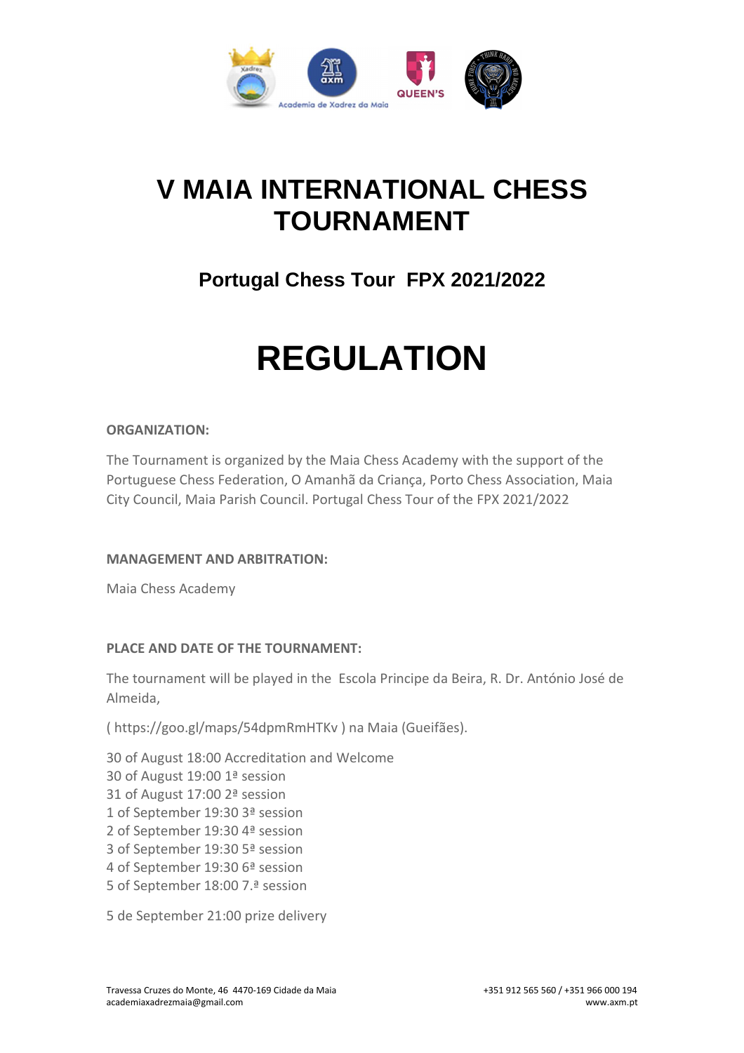# V MAIA INTERNATIONAL CHESS TOURNAMENT

## Portugal Chess Tour FPX 2021/2022

# REGULATION

**ORGANIZATION:**

The Tournament is organized by the Maia Chess Academy with the support of the Portuguese Chess Federation, O Amanhã da Criança, Porto Chess Association, Maia City Council, Maia Parish Council. Portugal Chess Tour of the FPX 2021/2022

**MANAGEMENT AND ARBITRATION:**

Maia Chess Academy

**PLACE AND DATE OF THE TOURNAMENT:**

The tournament will be played in the Escola Principe da Beira, R. Dr. António José de Almeida,

( https://goo.gl/maps/54dpmRmHTKv ) na Maia (Gueifães).

30 of August 18:00 Accreditation and Welcome
30 of August 19:00 1ª session
31 of August 17:00 2ª session
1 of September 19:30 3ª session
2 of September 19:30 4ª session
3 of September 19:30 5ª session
4 of September 19:30 6ª session
5 of September 18:00 7.ª session

5 de September 21:00 prize delivery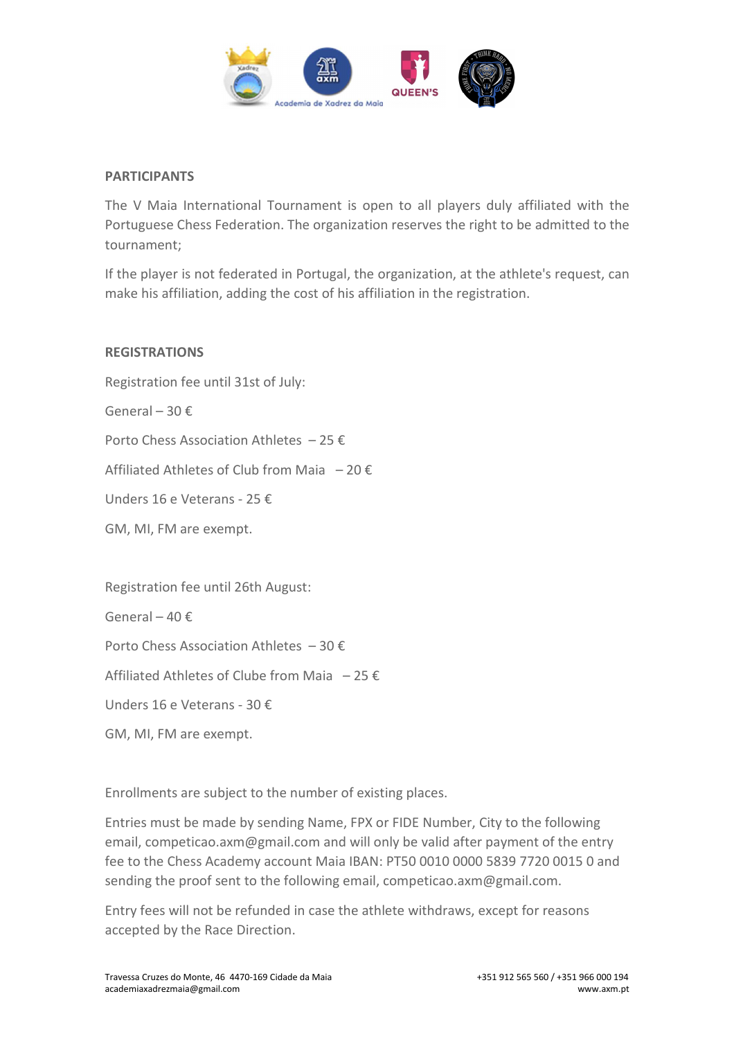## PARTICIPANTS

The V Maia International Tournament is open to all players duly affiliated with the Portuguese Chess Federation. The organization reserves the right to be admitted to the tournament;

If the player is not federated in Portugal, the organization, at the athlete's request, can make his affiliation, adding the cost of his affiliation in the registration.

## REGISTRATIONS

Registration fee until 31st of July:

General – 30 €

Porto Chess Association Athletes – 25 €

Affiliated Athletes of Club from Maia – 20 €

Unders 16 e Veterans - 25 €

GM, MI, FM are exempt.

Registration fee until 26th August:

General – 40 €

Porto Chess Association Athletes – 30 €

Affiliated Athletes of Clube from Maia – 25 €

Unders 16 e Veterans - 30 €

GM, MI, FM are exempt.

Enrollments are subject to the number of existing places.

Entries must be made by sending Name, FPX or FIDE Number, City to the following email, competicao.axm@gmail.com and will only be valid after payment of the entry fee to the Chess Academy account Maia IBAN: PT50 0010 0000 5839 7720 0015 0 and sending the proof sent to the following email, competicao.axm@gmail.com.

Entry fees will not be refunded in case the athlete withdraws, except for reasons accepted by the Race Direction.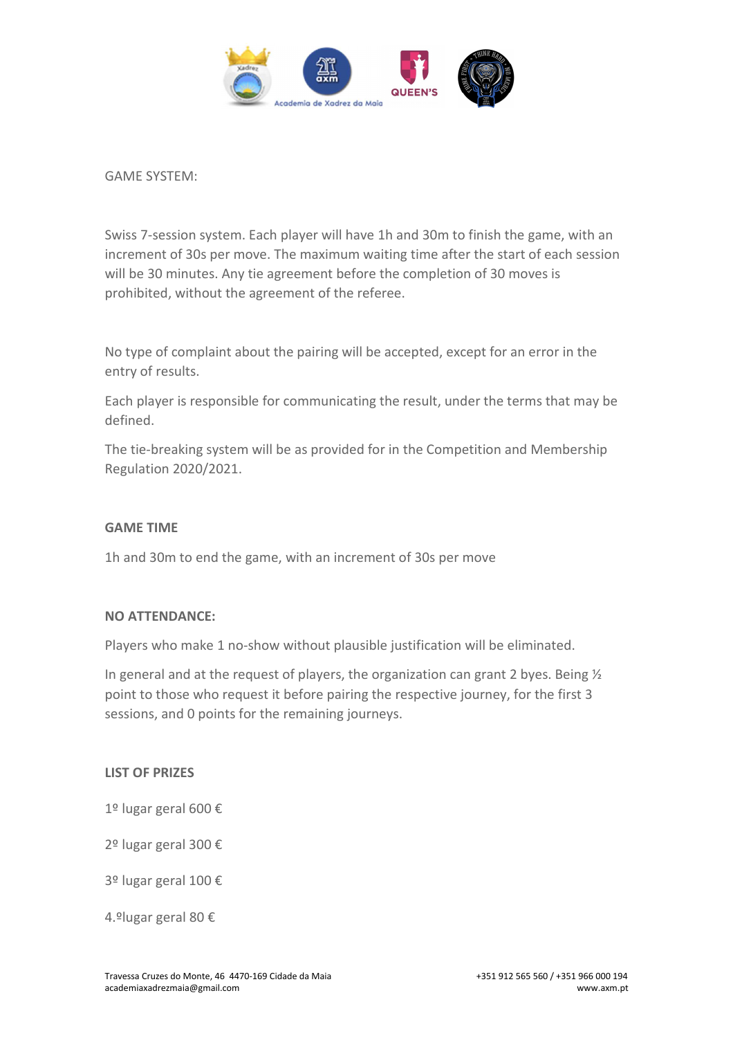GAME SYSTEM:

Swiss 7-session system. Each player will have 1h and 30m to finish the game, with an increment of 30s per move. The maximum waiting time after the start of each session will be 30 minutes. Any tie agreement before the completion of 30 moves is prohibited, without the agreement of the referee.

No type of complaint about the pairing will be accepted, except for an error in the entry of results.

Each player is responsible for communicating the result, under the terms that may be defined.

The tie-breaking system will be as provided for in the Competition and Membership Regulation 2020/2021.

**GAME TIME**

1h and 30m to end the game, with an increment of 30s per move

**NO ATTENDANCE:**

Players who make 1 no-show without plausible justification will be eliminated.

In general and at the request of players, the organization can grant 2 byes. Being ½ point to those who request it before pairing the respective journey, for the first 3 sessions, and 0 points for the remaining journeys.

**LIST OF PRIZES**

1º lugar geral 600 €

2º lugar geral 300 €

3º lugar geral 100 €

4.ºlugar geral 80 €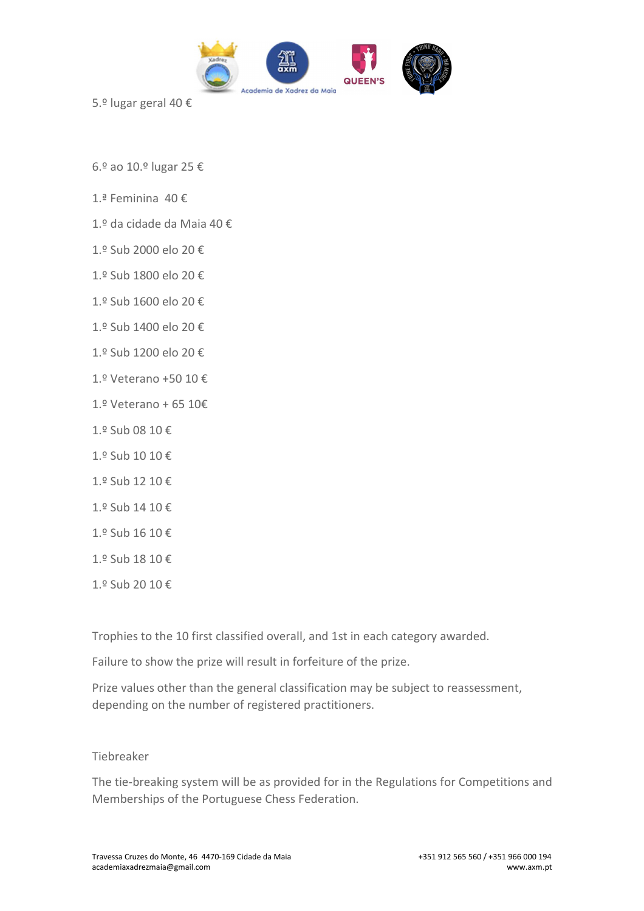5.º lugar geral 40 €

6.º ao 10.º lugar 25 €

1.ª Feminina  40 €

1.º da cidade da Maia 40 €

1.º Sub 2000 elo 20 €

1.º Sub 1800 elo 20 €

1.º Sub 1600 elo 20 €

1.º Sub 1400 elo 20 €

1.º Sub 1200 elo 20 €

1.º Veterano +50 10 €

1.º Veterano + 65 10€

1.º Sub 08 10 €

1.º Sub 10 10 €

1.º Sub 12 10 €

1.º Sub 14 10 €

1.º Sub 16 10 €

1.º Sub 18 10 €

1.º Sub 20 10 €

Trophies to the 10 first classified overall, and 1st in each category awarded.

Failure to show the prize will result in forfeiture of the prize.

Prize values other than the general classification may be subject to reassessment, depending on the number of registered practitioners.

Tiebreaker

The tie-breaking system will be as provided for in the Regulations for Competitions and Memberships of the Portuguese Chess Federation.

Travessa Cruzes do Monte, 46  4470-169 Cidade da Maia
academiaxadrezmaia@gmail.com

+351 912 565 560 / +351 966 000 194
www.axm.pt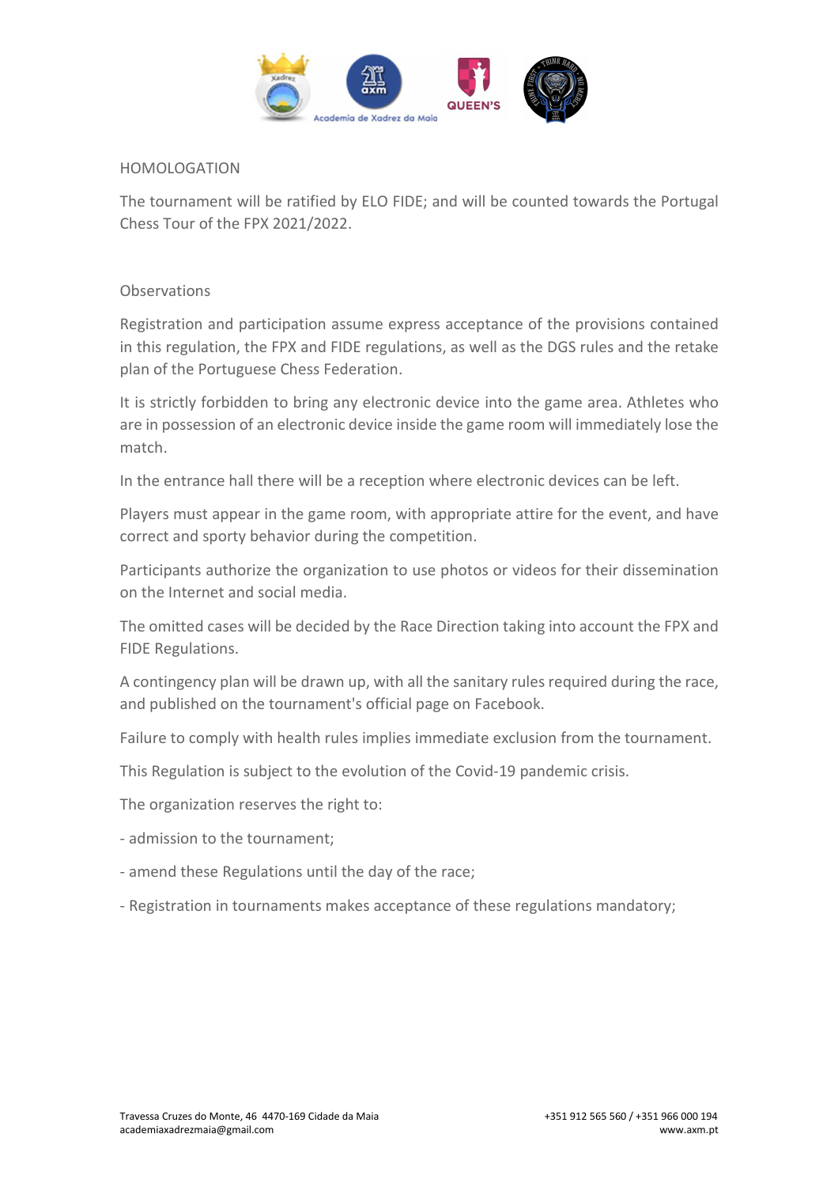## HOMOLOGATION

The tournament will be ratified by ELO FIDE; and will be counted towards the Portugal Chess Tour of the FPX 2021/2022.

## Observations

Registration and participation assume express acceptance of the provisions contained in this regulation, the FPX and FIDE regulations, as well as the DGS rules and the retake plan of the Portuguese Chess Federation.

It is strictly forbidden to bring any electronic device into the game area. Athletes who are in possession of an electronic device inside the game room will immediately lose the match.

In the entrance hall there will be a reception where electronic devices can be left.

Players must appear in the game room, with appropriate attire for the event, and have correct and sporty behavior during the competition.

Participants authorize the organization to use photos or videos for their dissemination on the Internet and social media.

The omitted cases will be decided by the Race Direction taking into account the FPX and FIDE Regulations.

A contingency plan will be drawn up, with all the sanitary rules required during the race, and published on the tournament's official page on Facebook.

Failure to comply with health rules implies immediate exclusion from the tournament.

This Regulation is subject to the evolution of the Covid-19 pandemic crisis.

The organization reserves the right to:

- admission to the tournament;
- amend these Regulations until the day of the race;
- Registration in tournaments makes acceptance of these regulations mandatory;

Travessa Cruzes do Monte, 46 4470-169 Cidade da Maia
academiaxadrezmaia@gmail.com

+351 912 565 560 / +351 966 000 194
www.axm.pt